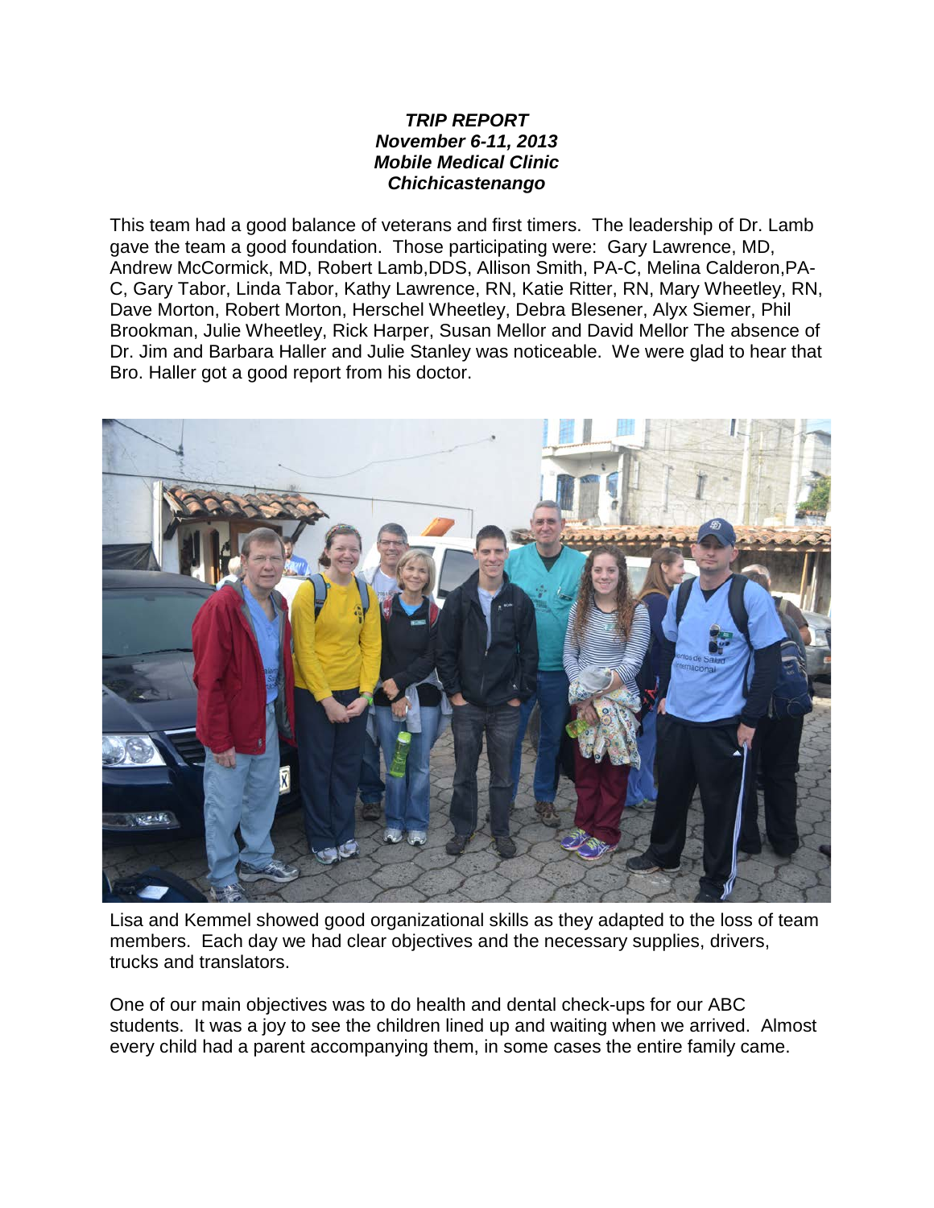***TRIP REPORT***
***November 6-11, 2013***
***Mobile Medical Clinic***
***Chichicastenango***

This team had a good balance of veterans and first timers. The leadership of Dr. Lamb gave the team a good foundation. Those participating were: Gary Lawrence, MD, Andrew McCormick, MD, Robert Lamb,DDS, Allison Smith, PA-C, Melina Calderon,PA-C, Gary Tabor, Linda Tabor, Kathy Lawrence, RN, Katie Ritter, RN, Mary Wheetley, RN, Dave Morton, Robert Morton, Herschel Wheetley, Debra Blesener, Alyx Siemer, Phil Brookman, Julie Wheetley, Rick Harper, Susan Mellor and David Mellor The absence of Dr. Jim and Barbara Haller and Julie Stanley was noticeable. We were glad to hear that Bro. Haller got a good report from his doctor.

Lisa and Kemmel showed good organizational skills as they adapted to the loss of team members. Each day we had clear objectives and the necessary supplies, drivers, trucks and translators.

One of our main objectives was to do health and dental check-ups for our ABC students. It was a joy to see the children lined up and waiting when we arrived. Almost every child had a parent accompanying them, in some cases the entire family came.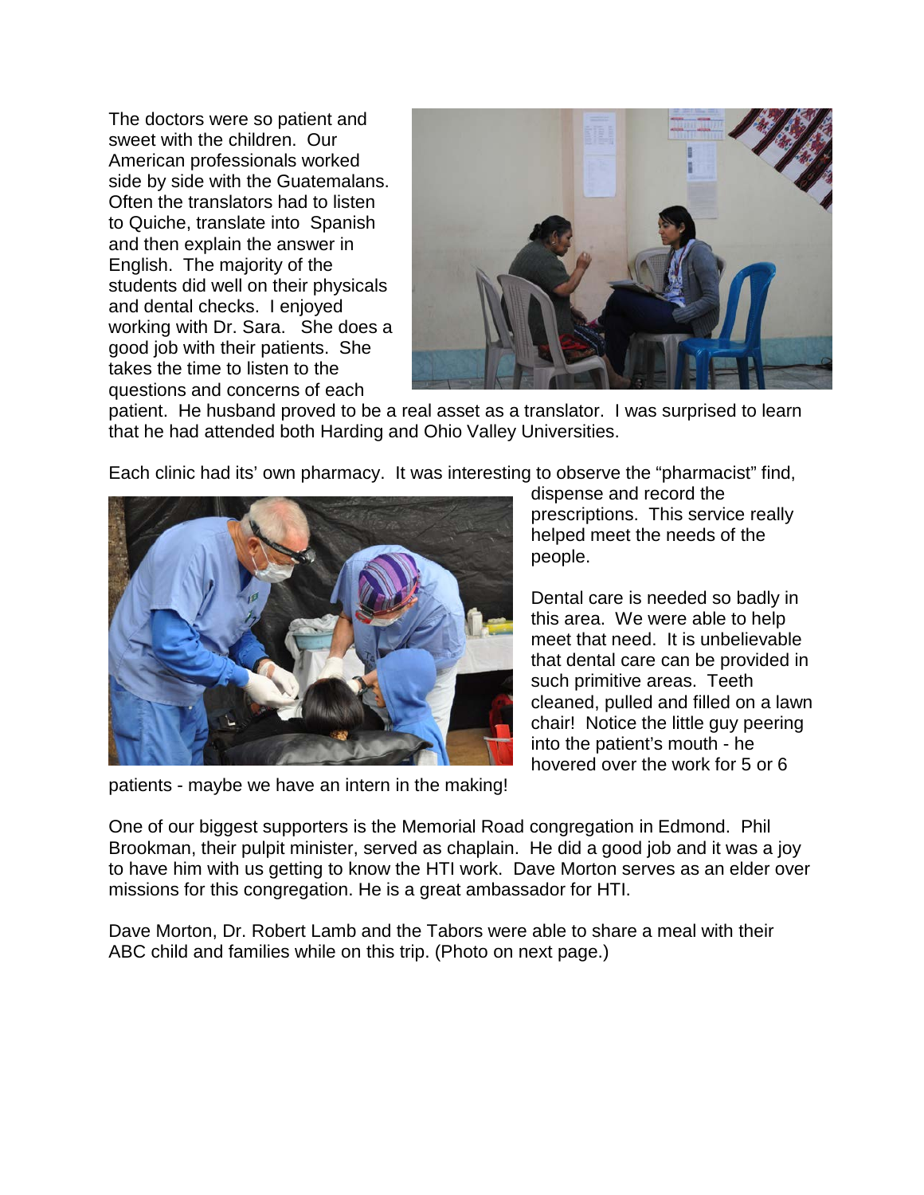The doctors were so patient and sweet with the children. Our American professionals worked side by side with the Guatemalans. Often the translators had to listen to Quiche, translate into Spanish and then explain the answer in English. The majority of the students did well on their physicals and dental checks. I enjoyed working with Dr. Sara. She does a good job with their patients. She takes the time to listen to the questions and concerns of each patient. He husband proved to be a real asset as a translator. I was surprised to learn that he had attended both Harding and Ohio Valley Universities.

Each clinic had its' own pharmacy. It was interesting to observe the "pharmacist" find, dispense and record the prescriptions. This service really helped meet the needs of the people.

Dental care is needed so badly in this area. We were able to help meet that need. It is unbelievable that dental care can be provided in such primitive areas. Teeth cleaned, pulled and filled on a lawn chair! Notice the little guy peering into the patient's mouth - he hovered over the work for 5 or 6 patients - maybe we have an intern in the making!

One of our biggest supporters is the Memorial Road congregation in Edmond. Phil Brookman, their pulpit minister, served as chaplain. He did a good job and it was a joy to have him with us getting to know the HTI work. Dave Morton serves as an elder over missions for this congregation. He is a great ambassador for HTI.

Dave Morton, Dr. Robert Lamb and the Tabors were able to share a meal with their ABC child and families while on this trip. (Photo on next page.)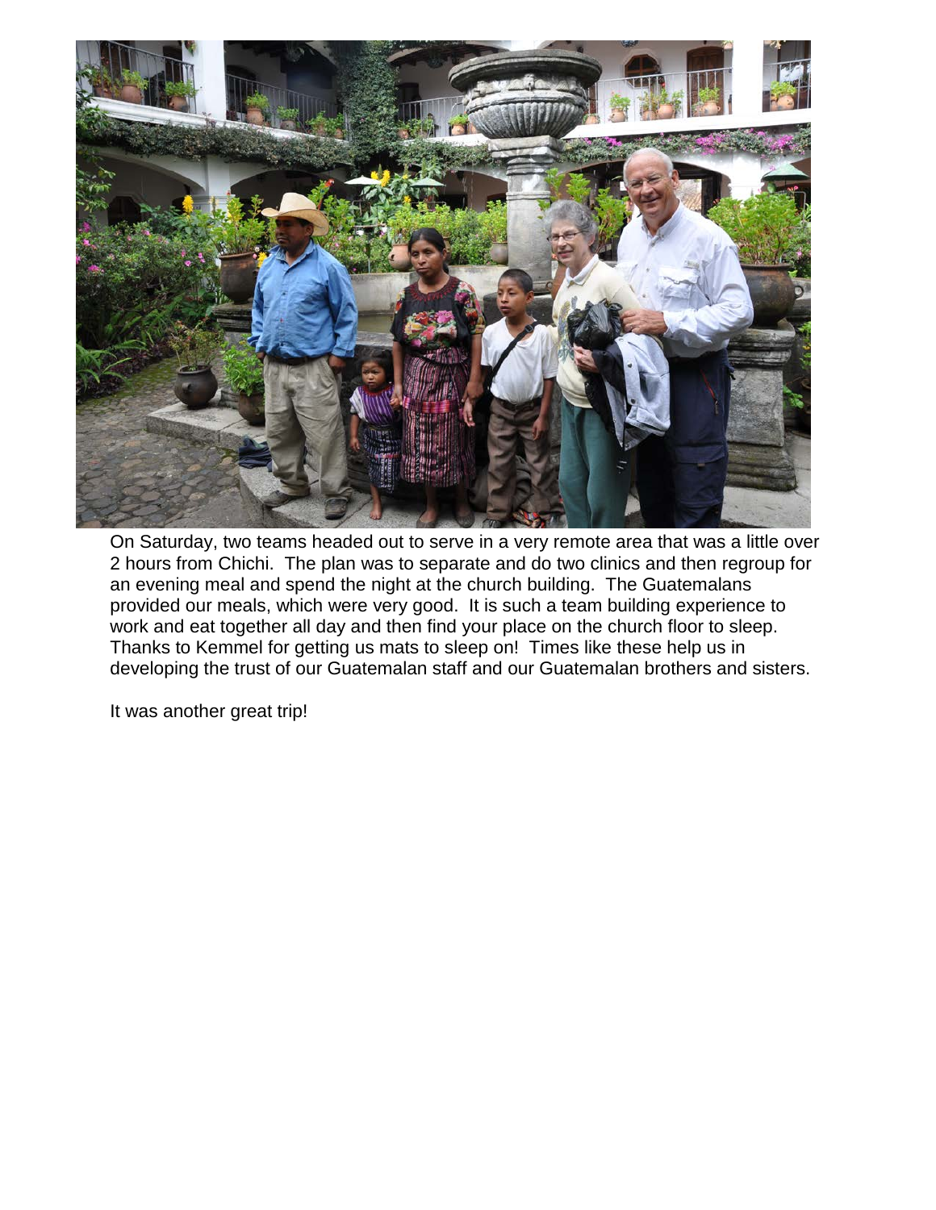On Saturday, two teams headed out to serve in a very remote area that was a little over 2 hours from Chichi. The plan was to separate and do two clinics and then regroup for an evening meal and spend the night at the church building. The Guatemalans provided our meals, which were very good. It is such a team building experience to work and eat together all day and then find your place on the church floor to sleep. Thanks to Kemmel for getting us mats to sleep on! Times like these help us in developing the trust of our Guatemalan staff and our Guatemalan brothers and sisters.

It was another great trip!